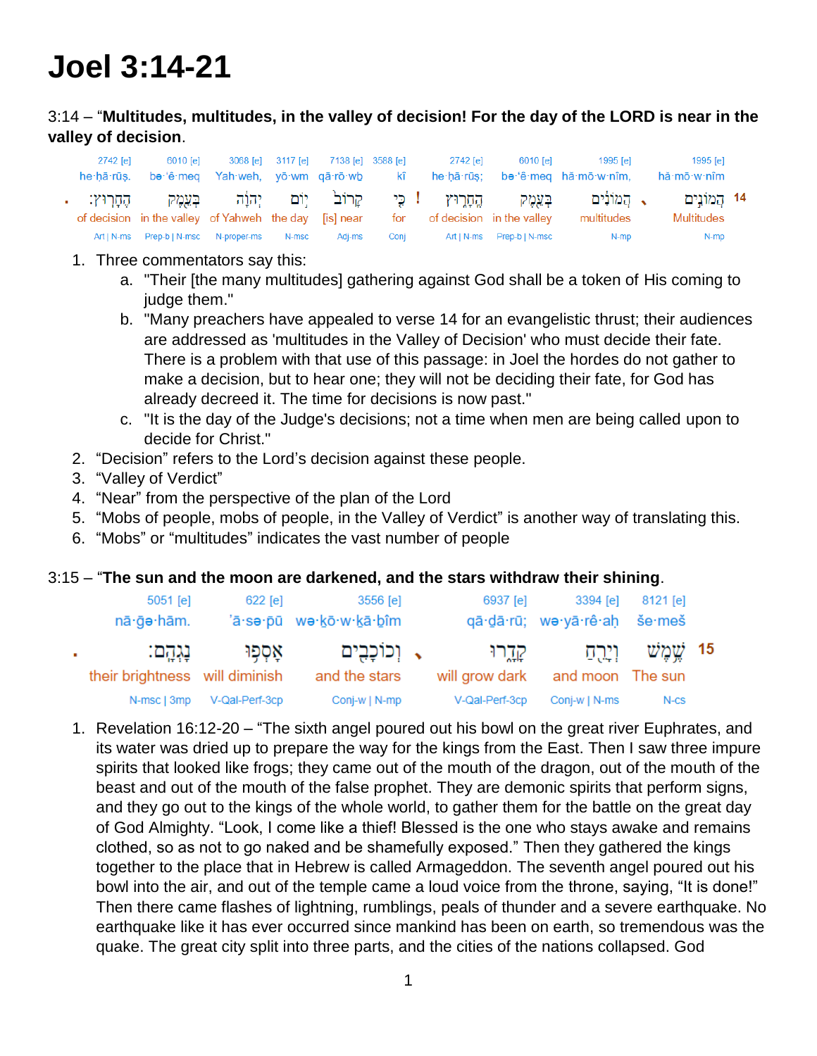# Joel 3:14-21

3:14 – “**Multitudes, multitudes, in the valley of decision! For the day of the LORD is near in the valley of decision**.

| 2742 [e] | 6010 [e] | 3068 [e] | 3117 [e] | 7138 [e] | 3588 [e] | 2742 [e] | 6010 [e] | 1995 [e] | 1995 [e] | |
|---|---|---|---|---|---|---|---|---|---|---|
| he·ḥā·rūṣ. | bə·‘ê·meq | Yah·weh, | yō·wm | qā·rō·wḇ | kî | he·ḥā·rūṣ; | bə·‘ê·meq | hă·mō·w·nîm, | hă·mō·w·nîm | |
| הֶחָרֽוּץ׃ | בְּעֵ֣מֶק | יְהוָ֔ה | י֣וֹם | קָרוֹב֙ | כִּ֤י ! | הֶחָר֑וּץ | בְּעֵ֣מֶק | הֲמוֹנִ֔ים ، | הֲמוֹנִ֣ים | 14 |
| of decision | in the valley | of Yahweh | the day | [is] near | for | of decision | in the valley | multitudes | Multitudes | |
| Art \| N-ms | Prep-b \| N-msc | N-proper-ms | N-msc | Adj-ms | Conj | Art \| N-ms | Prep-b \| N-msc | N-mp | N-mp | |

1. Three commentators say this:
    a. "Their [the many multitudes] gathering against God shall be a token of His coming to judge them."
    b. "Many preachers have appealed to verse 14 for an evangelistic thrust; their audiences are addressed as 'multitudes in the Valley of Decision' who must decide their fate. There is a problem with that use of this passage: in Joel the hordes do not gather to make a decision, but to hear one; they will not be deciding their fate, for God has already decreed it. The time for decisions is now past."
    c. "It is the day of the Judge's decisions; not a time when men are being called upon to decide for Christ."
2. “Decision” refers to the Lord’s decision against these people.
3. “Valley of Verdict”
4. “Near” from the perspective of the plan of the Lord
5. “Mobs of people, mobs of people, in the Valley of Verdict” is another way of translating this.
6. “Mobs” or “multitudes” indicates the vast number of people

3:15 – “**The sun and the moon are darkened, and the stars withdraw their shining**.

| 5051 [e] | 622 [e] | 3556 [e] | 6937 [e] | 3394 [e] | 8121 [e] | |
|---|---|---|---|---|---|---|
| nā·ḡə·hām. | ’ā·sə·pū | wə·ḵō·w·ḵā·ḇîm | qā·ḏā·rū; | wə·yā·rê·aḥ | še·meš | |
| נָגְהָֽם׃ | אָסְפ֥וּ | וְכוֹכָבִ֖ים ، | קָדָ֑רוּ | וְיָרֵ֖חַ | שֶׁ֥מֶשׁ | 15 |
| their brightness | will diminish | and the stars | will grow dark | and moon | The sun | |
| N-msc \| 3mp | V-Qal-Perf-3cp | Conj-w \| N-mp | V-Qal-Perf-3cp | Conj-w \| N-ms | N-cs | |

1. Revelation 16:12-20 – “The sixth angel poured out his bowl on the great river Euphrates, and its water was dried up to prepare the way for the kings from the East. Then I saw three impure spirits that looked like frogs; they came out of the mouth of the dragon, out of the mouth of the beast and out of the mouth of the false prophet. They are demonic spirits that perform signs, and they go out to the kings of the whole world, to gather them for the battle on the great day of God Almighty. “Look, I come like a thief! Blessed is the one who stays awake and remains clothed, so as not to go naked and be shamefully exposed.” Then they gathered the kings together to the place that in Hebrew is called Armageddon. The seventh angel poured out his bowl into the air, and out of the temple came a loud voice from the throne, saying, “It is done!” Then there came flashes of lightning, rumblings, peals of thunder and a severe earthquake. No earthquake like it has ever occurred since mankind has been on earth, so tremendous was the quake. The great city split into three parts, and the cities of the nations collapsed. God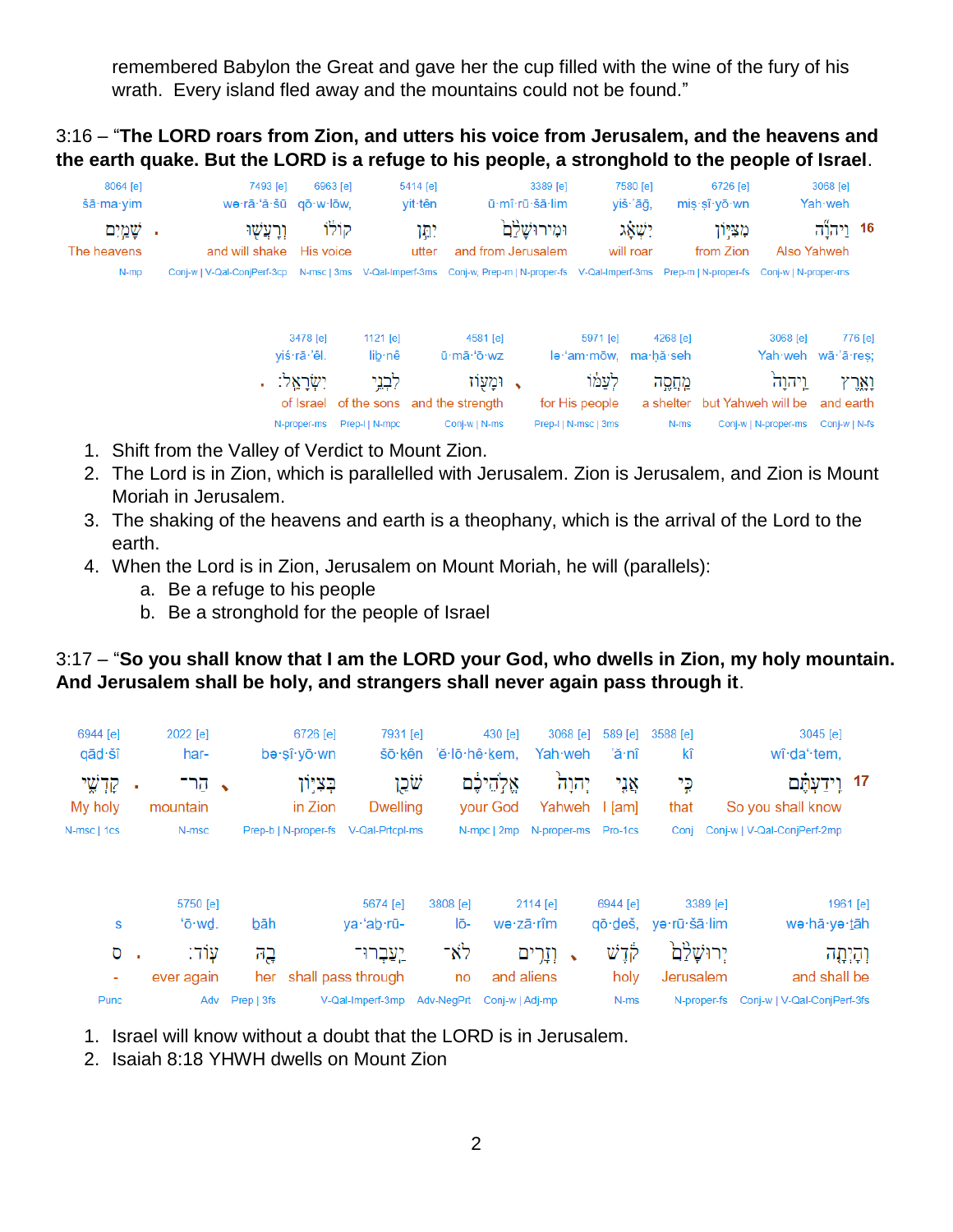remembered Babylon the Great and gave her the cup filled with the wine of the fury of his wrath. Every island fled away and the mountains could not be found."

3:16 – "**The LORD roars from Zion, and utters his voice from Jerusalem, and the heavens and the earth quake. But the LORD is a refuge to his people, a stronghold to the people of Israel**.

| 16 | 3068 [e] | 6726 [e] | 7580 [e] | 3389 [e] | 5414 [e] | 6963 [e] | 7493 [e] | | 8064 [e] |
|---|---|---|---|---|---|---|---|---|---|
| | Yah·weh | miṣ·ṣî·yō·wn | yiš·'āḡ, | ū·mî·rū·šā·lim | yit·tên | qō·w·lōw, | wə·rā·'ă·šū | | šā·ma·yim |
| | וַיהוָ֞ה | מִצִּיּ֣וֹן | יִשְׁאָ֗ג | וּמִירוּשָׁלִַ֙ם֙ | יִתֵּ֣ן | קוֹל֔וֹ | וְרָעֲשׁ֖וּ | . | שָׁמַ֣יִם |
| | Also Yahweh | from Zion | will roar | and from Jerusalem | utter | His voice | and will shake | | The heavens |
| | Conj-w \| N-proper-ms | Prep-m \| N-proper-fs | V-Qal-Imperf-3ms | Conj-w, Prep-m \| N-proper-fs | V-Qal-Imperf-3ms | N-msc \| 3ms | Conj-w \| V-Qal-ConjPerf-3cp | | N-mp |

| 776 [e] | 3068 [e] | 4268 [e] | 5971 [e] | | 4581 [e] | 1121 [e] | 3478 [e] | |
|---|---|---|---|---|---|---|---|---|
| wā·'ā·reṣ; | Yah·weh | ma·ḥă·seh | lə·'am·mōw, | | ū·mā·'ō·wz | lib·nê | yiś·rā·'êl. | |
| וָאָ֑רֶץ | וַֽיהוָה֙ | מַחֲסֶ֣ה | לְעַמּ֔וֹ | ، | וּמָע֖וֹז | לִבְנֵ֥י | יִשְׂרָאֵֽל׃ | . |
| and earth | but Yahweh will be | a shelter | for His people | | and the strength | of the sons | of Israel | |
| Conj-w \| N-fs | Conj-w \| N-proper-ms | N-ms | Prep-l \| N-msc \| 3ms | | Conj-w \| N-ms | Prep-l \| N-mpc | N-proper-ms | |

1. Shift from the Valley of Verdict to Mount Zion.
2. The Lord is in Zion, which is parallelled with Jerusalem. Zion is Jerusalem, and Zion is Mount Moriah in Jerusalem.
3. The shaking of the heavens and earth is a theophany, which is the arrival of the Lord to the earth.
4. When the Lord is in Zion, Jerusalem on Mount Moriah, he will (parallels):
   a. Be a refuge to his people
   b. Be a stronghold for the people of Israel

3:17 – "**So you shall know that I am the LORD your God, who dwells in Zion, my holy mountain. And Jerusalem shall be holy, and strangers shall never again pass through it**.

| 17 | 3045 [e] | 3588 [e] | 589 [e] | 3068 [e] | 430 [e] | 7931 [e] | 6726 [e] | | 2022 [e] | | 6944 [e] |
|---|---|---|---|---|---|---|---|---|---|---|---|
| | wî·da'·tem, | kî | 'ă·nî | Yah·weh | 'ĕ·lō·hê·kem, | šō·kên | bə·ṣî·yō·wn | | har- | | qāḏ·šî |
| | וִֽידַעְתֶּ֗ם | כִּ֣י | אֲנִ֤י | יְהוָה֙ | אֱלֹ֣הֵיכֶ֔ם | שֹׁכֵ֖ן | בְּצִיּ֣וֹן | ، | הַר־ | . | קָדְשִׁ֑י |
| | So you shall know | that | I [am] | Yahweh | your God | Dwelling | in Zion | | mountain | | My holy |
| | Conj-w \| V-Qal-ConjPerf-2mp | Conj | Pro-1cs | N-proper-ms | N-mpc \| 2mp | V-Qal-Prtcpl-ms | Prep-b \| N-proper-fs | | N-msc | | N-msc \| 1cs |

| 1961 [e] | 3389 [e] | 6944 [e] | | 2114 [e] | 3808 [e] | 5674 [e] | | 5750 [e] | | |
|---|---|---|---|---|---|---|---|---|---|---|
| wə·hā·yə·ṯāh | yə·rū·šā·lim | qō·ḏeš, | | wə·zā·rîm | lō- | ya·'aḇ·rū- | bāh | 'ō·wḏ. | | s |
| וְהָיְתָ֤ה | יְרוּשָׁלִַ֙ם֙ | קֹ֔דֶשׁ | ، | וְזָרִ֥ים | לֹא־ | יַעַבְרוּ־ | בָ֖הּ | עֽוֹד׃ | . | ס |
| and shall be | Jerusalem | holy | | and aliens | no | shall pass through | her | ever again | | - |
| Conj-w \| V-Qal-ConjPerf-3fs | N-proper-fs | N-ms | | Conj-w \| Adj-mp | Adv-NegPrt | V-Qal-Imperf-3mp | Prep \| 3fs | Adv | | Punc |

1. Israel will know without a doubt that the LORD is in Jerusalem.
2. Isaiah 8:18 YHWH dwells on Mount Zion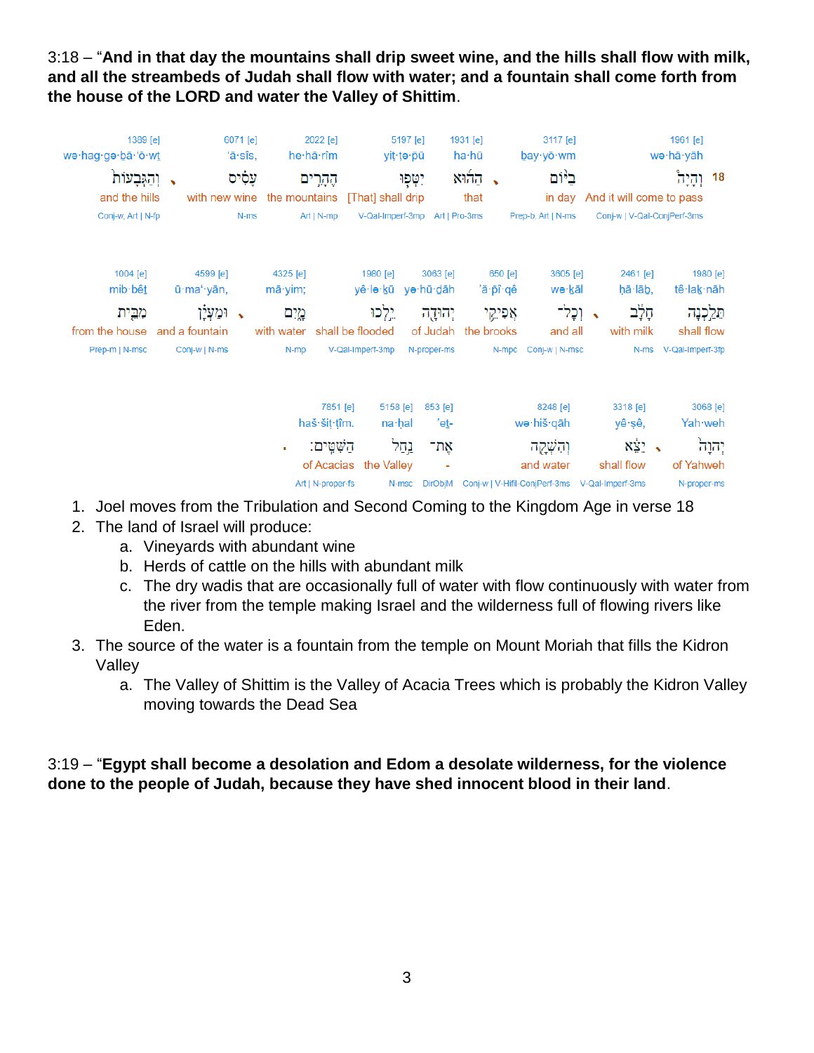3:18 – "**And in that day the mountains shall drip sweet wine, and the hills shall flow with milk, and all the streambeds of Judah shall flow with water; and a fountain shall come forth from the house of the LORD and water the Valley of Shittim**.

| 1389 [e] | 6071 [e] | 2022 [e] | 5197 [e] | 1931 [e] | 3117 [e] | 1961 [e] |
|---|---|---|---|---|---|---|
| wə·hag·gə·bā·‘ō·wṯ | ‘ā·sîs, | he·hā·rîm | yiṭ·ṭə·pū | ha·hū | ḇay·yō·wm | wə·hā·yāh |
| וְהַגְּבָעוֹת | עָסִיס | הֶהָרִים | יִטְּפוּ | הַהוּא | בַיּוֹם | וְהָיָה 18 |
| and the hills | with new wine | the mountains | [That] shall drip | that | in day | And it will come to pass |
| Conj-w, Art \| N-fp | N-ms | Art \| N-mp | V-Qal-Imperf-3mp | Art \| Pro-3ms | Prep-b, Art \| N-ms | Conj-w \| V-Qal-ConjPerf-3ms |

| 1004 [e] | 4599 [e] | 4325 [e] | 1980 [e] | 3063 [e] | 650 [e] | 3605 [e] | 2461 [e] | 1980 [e] |
|---|---|---|---|---|---|---|---|---|
| mib·bêṯ | ū·ma‘·yān, | mā·yim; | yê·lə·ḵū | yə·hū·ḏāh | ’ă·p̄î·qê | wə·ḵāl | ḥā·lāḇ, | tê·lak·nāh |
| מִבֵּית | וּמַעְיָן | מָיִם | יֵלְכוּ | יְהוּדָה | אֲפִיקֵי | וְכָל־ | חָלָב | תֵּלַכְנָה |
| from the house | and a fountain | with water | shall be flooded | of Judah | the brooks | and all | with milk | shall flow |
| Prep-m \| N-msc | Conj-w \| N-ms | N-mp | V-Qal-Imperf-3mp | N-proper-ms | N-mpc | Conj-w \| N-msc | N-ms | V-Qal-Imperf-3fp |

| 7851 [e] | 5158 [e] | 853 [e] | 8248 [e] | 3318 [e] | 3068 [e] |
|---|---|---|---|---|---|
| haš·šiṭ·ṭîm. | na·ḥal | ’eṯ- | wə·hiš·qāh | yê·ṣê, | Yah·weh |
| הַשִּׁטִּים׃ | נַחַל | אֶת־ | וְהִשְׁקָה | יֵצֵא | יְהוָה |
| of Acacias | the Valley | - | and water | shall flow | of Yahweh |
| Art \| N-proper-fs | N-msc | DirObjM | Conj-w \| V-Hifil-ConjPerf-3ms | V-Qal-Imperf-3ms | N-proper-ms |

1. Joel moves from the Tribulation and Second Coming to the Kingdom Age in verse 18
2. The land of Israel will produce:
   a. Vineyards with abundant wine
   b. Herds of cattle on the hills with abundant milk
   c. The dry wadis that are occasionally full of water with flow continuously with water from the river from the temple making Israel and the wilderness full of flowing rivers like Eden.
3. The source of the water is a fountain from the temple on Mount Moriah that fills the Kidron Valley
   a. The Valley of Shittim is the Valley of Acacia Trees which is probably the Kidron Valley moving towards the Dead Sea

3:19 – "**Egypt shall become a desolation and Edom a desolate wilderness, for the violence done to the people of Judah, because they have shed innocent blood in their land**.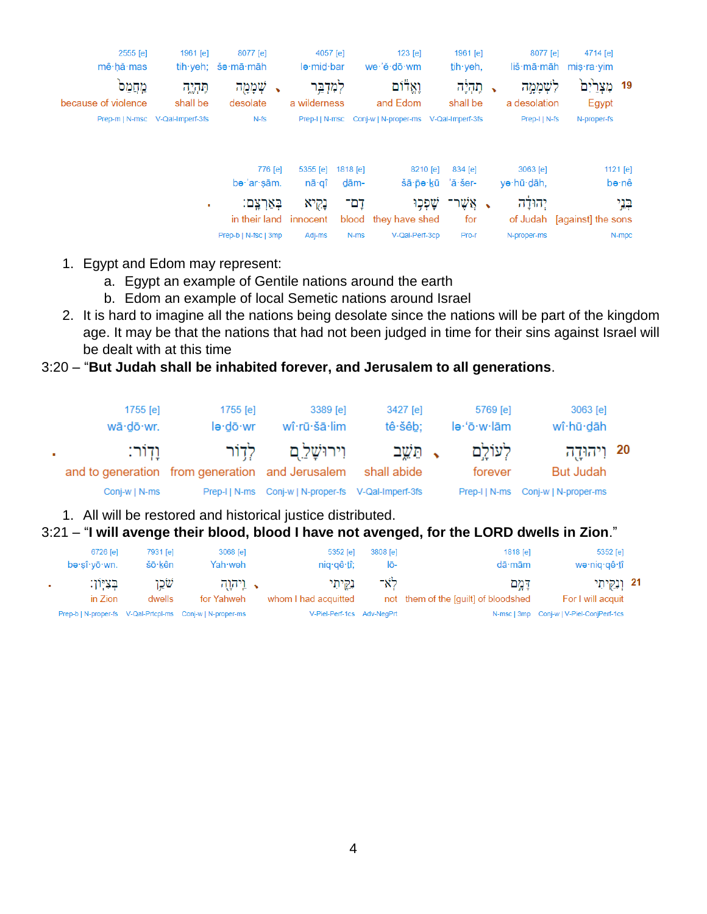| | | | | | | | | |
|---|---|---|---|---|---|---|---|---|
| 2555 [e] | 1961 [e] | 8077 [e] | 4057 [e] | 123 [e] | 1961 [e] | 8077 [e] | 4714 [e] | |
| mê·ḥă·mas | tih·yeh; | šə·mā·māh | lə·mid·bar | we·'ĕ·dō·wm | tih·yeh, | liš·mā·māh | miṣ·ra·yim | |
| מֵחֲמַס | תִּהְיֶה | שְׁמָמָה | לְמִדְבַּר | וֶאֱדוֹם | תִהְיֶה | לִשְׁמָמָה | מִצְרַיִם | 19 |
| because of violence | shall be | desolate | a wilderness | and Edom | shall be | a desolation | Egypt | |
| Prep-m \| N-msc | V-Qal-Imperf-3fs | N-fs | Prep-l \| N-msc | Conj-w \| N-proper-ms | V-Qal-Imperf-3fs | Prep-l \| N-fs | N-proper-fs | |

| | | | | | | |
|---|---|---|---|---|---|---|
| 776 [e] | 5355 [e] | 1818 [e] | 8210 [e] | 834 [e] | 3063 [e] | 1121 [e] |
| bə·'ar·ṣām. | nā·qî | ḏām- | šā·pə·ḵū | 'ă·šer- | yə·hū·ḏāh, | bə·nê |
| בְּאַרְצָם׃ | נָקִיא | דָם־ | שָׁפְכוּ | אֲשֶׁר־ | יְהוּדָה | בְּנֵי |
| in their land | innocent | blood | they have shed | for | of Judah | [against] the sons |
| Prep-b \| N-fsc \| 3mp | Adj-ms | N-ms | V-Qal-Perf-3cp | Pro-r | N-proper-ms | N-mpc |

1. Egypt and Edom may represent:
   a. Egypt an example of Gentile nations around the earth
   b. Edom an example of local Semetic nations around Israel
2. It is hard to imagine all the nations being desolate since the nations will be part of the kingdom age. It may be that the nations that had not been judged in time for their sins against Israel will be dealt with at this time

3:20 – "**But Judah shall be inhabited forever, and Jerusalem to all generations**.

| | | | | | | |
|---|---|---|---|---|---|---|
| 1755 [e] | 1755 [e] | 3389 [e] | 3427 [e] | 5769 [e] | 3063 [e] | |
| wā·ḏō·wr. | lə·ḏō·wr | wî·rū·šā·lim | tê·šêḇ; | lə·'ō·w·lām | wî·hū·ḏāh | |
| וָדוֹר׃ | לְדוֹר | וִירוּשָׁלִַם | תֵּשֵׁב | לְעוֹלָם | וִיהוּדָה | 20 |
| and to generation | from generation | and Jerusalem | shall abide | forever | But Judah | |
| Conj-w \| N-ms | Prep-l \| N-ms | Conj-w \| N-proper-fs | V-Qal-Imperf-3fs | Prep-l \| N-ms | Conj-w \| N-proper-ms | |

1. All will be restored and historical justice distributed.

3:21 – "**I will avenge their blood, blood I have not avenged, for the LORD dwells in Zion.**"

| | | | | | | | |
|---|---|---|---|---|---|---|---|
| 6726 [e] | 7931 [e] | 3068 [e] | 5352 [e] | 3808 [e] | 1818 [e] | 5352 [e] | |
| bə·ṣî·yō·wn. | šō·ḵên | Yah·weh | niq·qê·ṯî; | lō- | dā·mām | wə·niq·qê·ṯî | |
| בְּצִיּוֹן׃ | שֹׁכֵן | וַיהוָה | נִקֵּיתִי | לֹא־ | דָּמָם | וְנִקֵּיתִי | 21 |
| in Zion | dwells | for Yahweh | whom I had acquitted | not | them of the [guilt] of bloodshed | For I will acquit | |
| Prep-b \| N-proper-fs | V-Qal-Prtcpl-ms | Conj-w \| N-proper-ms | V-Piel-Perf-1cs | Adv-NegPrt | N-msc \| 3mp | Conj-w \| V-Piel-ConjPerf-1cs | |